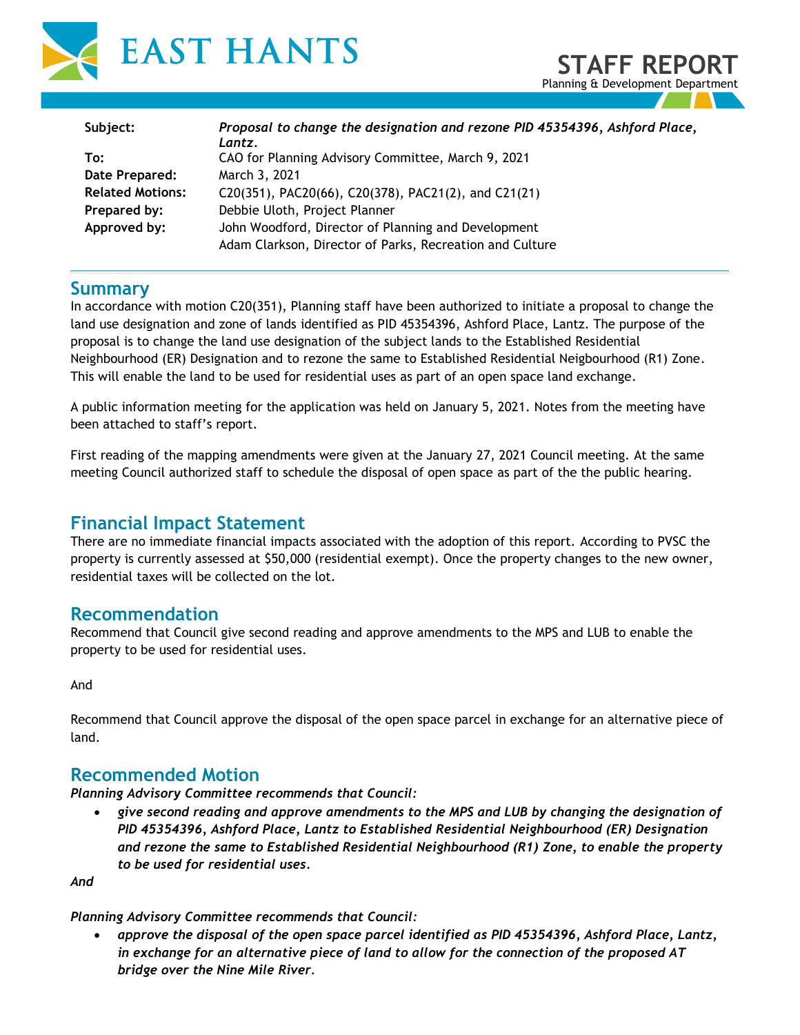# EAST HANTS

**STAFF REPORT**
Planning & Development Department

| | |
|---|---|
| **Subject:** | ***Proposal to change the designation and rezone PID 45354396, Ashford Place, Lantz.*** |
| **To:** | CAO for Planning Advisory Committee, March 9, 2021 |
| **Date Prepared:** | March 3, 2021 |
| **Related Motions:** | C20(351), PAC20(66), C20(378), PAC21(2), and C21(21) |
| **Prepared by:** | Debbie Uloth, Project Planner |
| **Approved by:** | John Woodford, Director of Planning and Development<br>Adam Clarkson, Director of Parks, Recreation and Culture |

## Summary

In accordance with motion C20(351), Planning staff have been authorized to initiate a proposal to change the land use designation and zone of lands identified as PID 45354396, Ashford Place, Lantz. The purpose of the proposal is to change the land use designation of the subject lands to the Established Residential Neighbourhood (ER) Designation and to rezone the same to Established Residential Neigbourhood (R1) Zone. This will enable the land to be used for residential uses as part of an open space land exchange.

A public information meeting for the application was held on January 5, 2021. Notes from the meeting have been attached to staff's report.

First reading of the mapping amendments were given at the January 27, 2021 Council meeting. At the same meeting Council authorized staff to schedule the disposal of open space as part of the the public hearing.

## Financial Impact Statement

There are no immediate financial impacts associated with the adoption of this report. According to PVSC the property is currently assessed at $50,000 (residential exempt). Once the property changes to the new owner, residential taxes will be collected on the lot.

## Recommendation

Recommend that Council give second reading and approve amendments to the MPS and LUB to enable the property to be used for residential uses.

And

Recommend that Council approve the disposal of the open space parcel in exchange for an alternative piece of land.

## Recommended Motion

***Planning Advisory Committee recommends that Council:***

- ***give second reading and approve amendments to the MPS and LUB by changing the designation of PID 45354396, Ashford Place, Lantz to Established Residential Neighbourhood (ER) Designation and rezone the same to Established Residential Neighbourhood (R1) Zone, to enable the property to be used for residential uses.***

***And***

***Planning Advisory Committee recommends that Council:***

- ***approve the disposal of the open space parcel identified as PID 45354396, Ashford Place, Lantz, in exchange for an alternative piece of land to allow for the connection of the proposed AT bridge over the Nine Mile River.***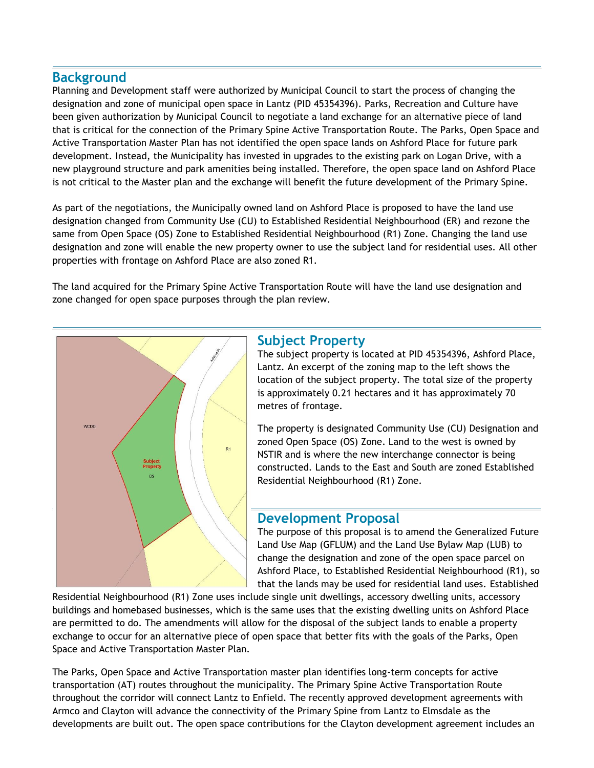## Background

Planning and Development staff were authorized by Municipal Council to start the process of changing the designation and zone of municipal open space in Lantz (PID 45354396). Parks, Recreation and Culture have been given authorization by Municipal Council to negotiate a land exchange for an alternative piece of land that is critical for the connection of the Primary Spine Active Transportation Route. The Parks, Open Space and Active Transportation Master Plan has not identified the open space lands on Ashford Place for future park development. Instead, the Municipality has invested in upgrades to the existing park on Logan Drive, with a new playground structure and park amenities being installed. Therefore, the open space land on Ashford Place is not critical to the Master plan and the exchange will benefit the future development of the Primary Spine.

As part of the negotiations, the Municipally owned land on Ashford Place is proposed to have the land use designation changed from Community Use (CU) to Established Residential Neighbourhood (ER) and rezone the same from Open Space (OS) Zone to Established Residential Neighbourhood (R1) Zone. Changing the land use designation and zone will enable the new property owner to use the subject land for residential uses. All other properties with frontage on Ashford Place are also zoned R1.

The land acquired for the Primary Spine Active Transportation Route will have the land use designation and zone changed for open space purposes through the plan review.

## Subject Property

The subject property is located at PID 45354396, Ashford Place, Lantz. An excerpt of the zoning map to the left shows the location of the subject property. The total size of the property is approximately 0.21 hectares and it has approximately 70 metres of frontage.

The property is designated Community Use (CU) Designation and zoned Open Space (OS) Zone. Land to the west is owned by NSTIR and is where the new interchange connector is being constructed. Lands to the East and South are zoned Established Residential Neighbourhood (R1) Zone.

## Development Proposal

The purpose of this proposal is to amend the Generalized Future Land Use Map (GFLUM) and the Land Use Bylaw Map (LUB) to change the designation and zone of the open space parcel on Ashford Place, to Established Residential Neighbourhood (R1), so that the lands may be used for residential land uses. Established Residential Neighbourhood (R1) Zone uses include single unit dwellings, accessory dwelling units, accessory buildings and homebased businesses, which is the same uses that the existing dwelling units on Ashford Place are permitted to do. The amendments will allow for the disposal of the subject lands to enable a property exchange to occur for an alternative piece of open space that better fits with the goals of the Parks, Open Space and Active Transportation Master Plan.

The Parks, Open Space and Active Transportation master plan identifies long-term concepts for active transportation (AT) routes throughout the municipality. The Primary Spine Active Transportation Route throughout the corridor will connect Lantz to Enfield. The recently approved development agreements with Armco and Clayton will advance the connectivity of the Primary Spine from Lantz to Elmsdale as the developments are built out. The open space contributions for the Clayton development agreement includes an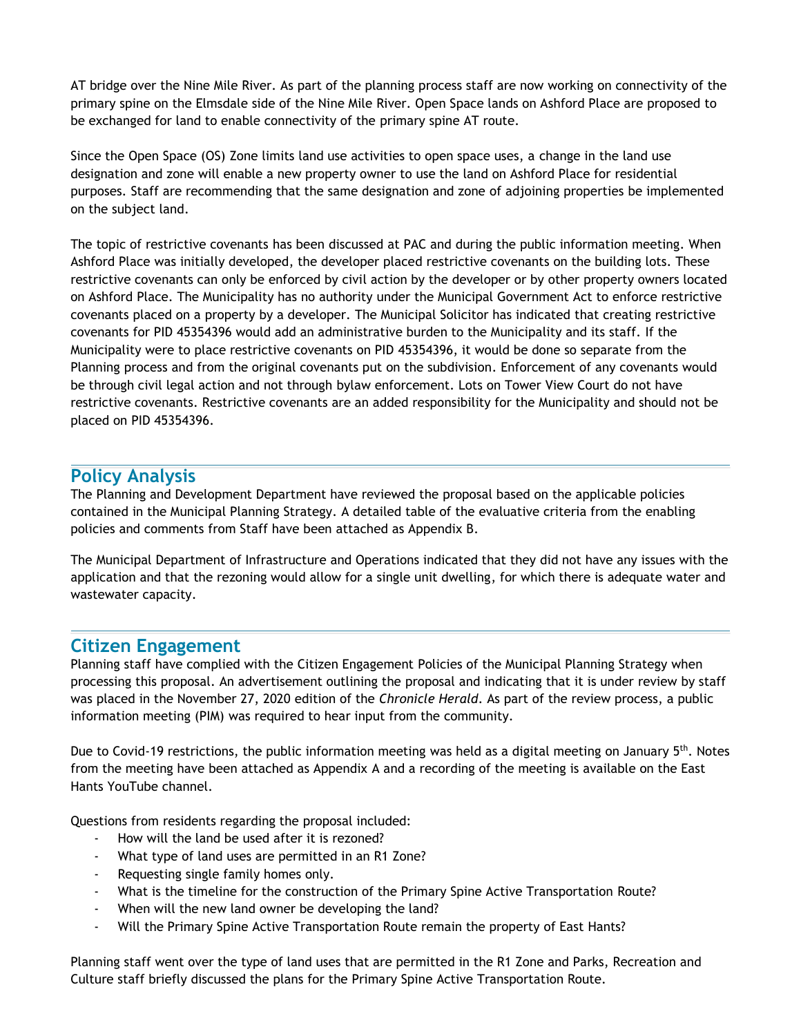AT bridge over the Nine Mile River. As part of the planning process staff are now working on connectivity of the primary spine on the Elmsdale side of the Nine Mile River. Open Space lands on Ashford Place are proposed to be exchanged for land to enable connectivity of the primary spine AT route.

Since the Open Space (OS) Zone limits land use activities to open space uses, a change in the land use designation and zone will enable a new property owner to use the land on Ashford Place for residential purposes. Staff are recommending that the same designation and zone of adjoining properties be implemented on the subject land.

The topic of restrictive covenants has been discussed at PAC and during the public information meeting. When Ashford Place was initially developed, the developer placed restrictive covenants on the building lots. These restrictive covenants can only be enforced by civil action by the developer or by other property owners located on Ashford Place. The Municipality has no authority under the Municipal Government Act to enforce restrictive covenants placed on a property by a developer. The Municipal Solicitor has indicated that creating restrictive covenants for PID 45354396 would add an administrative burden to the Municipality and its staff. If the Municipality were to place restrictive covenants on PID 45354396, it would be done so separate from the Planning process and from the original covenants put on the subdivision. Enforcement of any covenants would be through civil legal action and not through bylaw enforcement. Lots on Tower View Court do not have restrictive covenants. Restrictive covenants are an added responsibility for the Municipality and should not be placed on PID 45354396.

## Policy Analysis

The Planning and Development Department have reviewed the proposal based on the applicable policies contained in the Municipal Planning Strategy. A detailed table of the evaluative criteria from the enabling policies and comments from Staff have been attached as Appendix B.

The Municipal Department of Infrastructure and Operations indicated that they did not have any issues with the application and that the rezoning would allow for a single unit dwelling, for which there is adequate water and wastewater capacity.

## Citizen Engagement

Planning staff have complied with the Citizen Engagement Policies of the Municipal Planning Strategy when processing this proposal. An advertisement outlining the proposal and indicating that it is under review by staff was placed in the November 27, 2020 edition of the *Chronicle Herald*. As part of the review process, a public information meeting (PIM) was required to hear input from the community.

Due to Covid-19 restrictions, the public information meeting was held as a digital meeting on January 5th. Notes from the meeting have been attached as Appendix A and a recording of the meeting is available on the East Hants YouTube channel.

Questions from residents regarding the proposal included:

- How will the land be used after it is rezoned?
- What type of land uses are permitted in an R1 Zone?
- Requesting single family homes only.
- What is the timeline for the construction of the Primary Spine Active Transportation Route?
- When will the new land owner be developing the land?
- Will the Primary Spine Active Transportation Route remain the property of East Hants?

Planning staff went over the type of land uses that are permitted in the R1 Zone and Parks, Recreation and Culture staff briefly discussed the plans for the Primary Spine Active Transportation Route.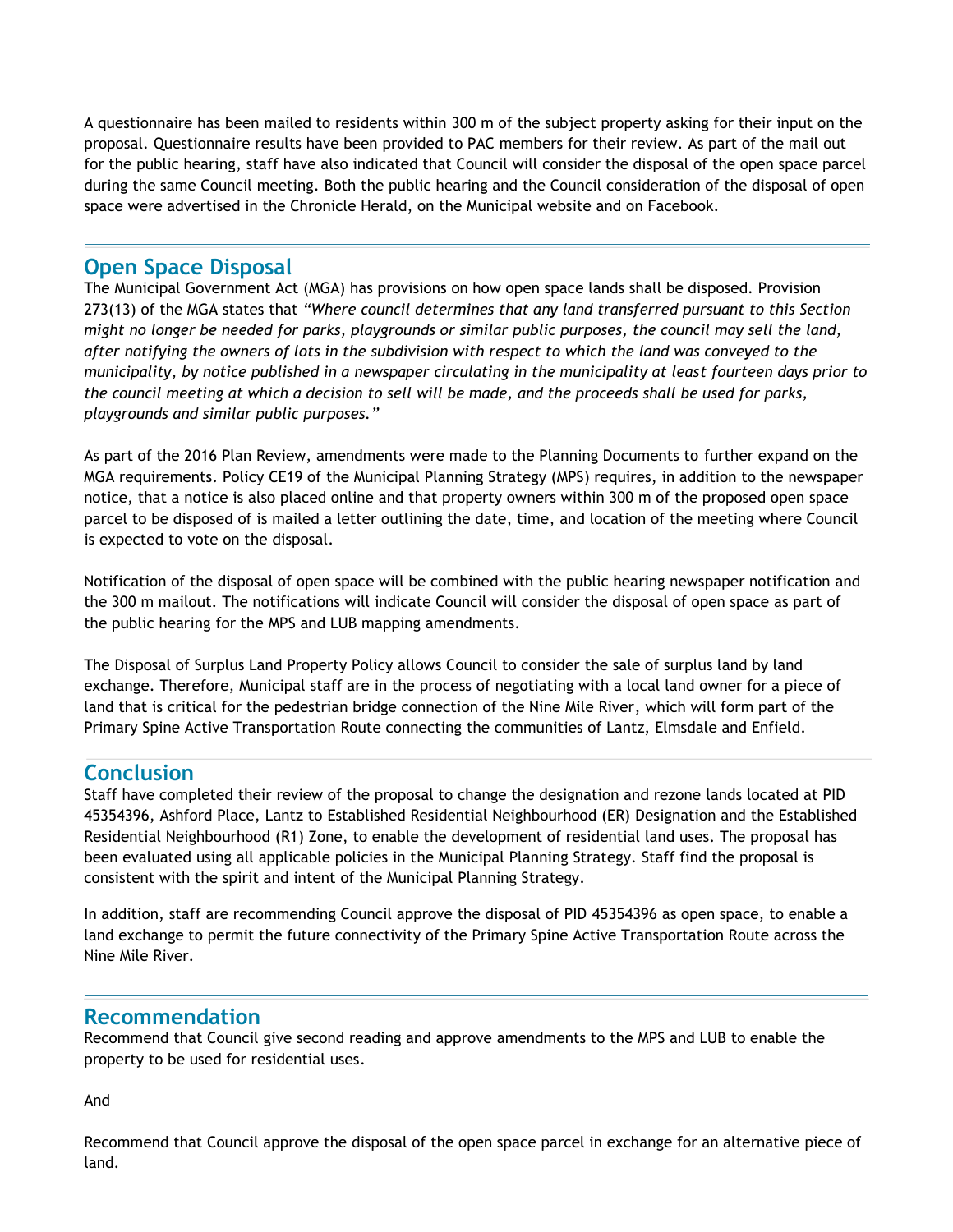A questionnaire has been mailed to residents within 300 m of the subject property asking for their input on the proposal. Questionnaire results have been provided to PAC members for their review. As part of the mail out for the public hearing, staff have also indicated that Council will consider the disposal of the open space parcel during the same Council meeting. Both the public hearing and the Council consideration of the disposal of open space were advertised in the Chronicle Herald, on the Municipal website and on Facebook.

## Open Space Disposal

The Municipal Government Act (MGA) has provisions on how open space lands shall be disposed. Provision 273(13) of the MGA states that *"Where council determines that any land transferred pursuant to this Section might no longer be needed for parks, playgrounds or similar public purposes, the council may sell the land, after notifying the owners of lots in the subdivision with respect to which the land was conveyed to the municipality, by notice published in a newspaper circulating in the municipality at least fourteen days prior to the council meeting at which a decision to sell will be made, and the proceeds shall be used for parks, playgrounds and similar public purposes."*

As part of the 2016 Plan Review, amendments were made to the Planning Documents to further expand on the MGA requirements. Policy CE19 of the Municipal Planning Strategy (MPS) requires, in addition to the newspaper notice, that a notice is also placed online and that property owners within 300 m of the proposed open space parcel to be disposed of is mailed a letter outlining the date, time, and location of the meeting where Council is expected to vote on the disposal.

Notification of the disposal of open space will be combined with the public hearing newspaper notification and the 300 m mailout. The notifications will indicate Council will consider the disposal of open space as part of the public hearing for the MPS and LUB mapping amendments.

The Disposal of Surplus Land Property Policy allows Council to consider the sale of surplus land by land exchange. Therefore, Municipal staff are in the process of negotiating with a local land owner for a piece of land that is critical for the pedestrian bridge connection of the Nine Mile River, which will form part of the Primary Spine Active Transportation Route connecting the communities of Lantz, Elmsdale and Enfield.

## Conclusion

Staff have completed their review of the proposal to change the designation and rezone lands located at PID 45354396, Ashford Place, Lantz to Established Residential Neighbourhood (ER) Designation and the Established Residential Neighbourhood (R1) Zone, to enable the development of residential land uses. The proposal has been evaluated using all applicable policies in the Municipal Planning Strategy. Staff find the proposal is consistent with the spirit and intent of the Municipal Planning Strategy.

In addition, staff are recommending Council approve the disposal of PID 45354396 as open space, to enable a land exchange to permit the future connectivity of the Primary Spine Active Transportation Route across the Nine Mile River.

## Recommendation

Recommend that Council give second reading and approve amendments to the MPS and LUB to enable the property to be used for residential uses.

And

Recommend that Council approve the disposal of the open space parcel in exchange for an alternative piece of land.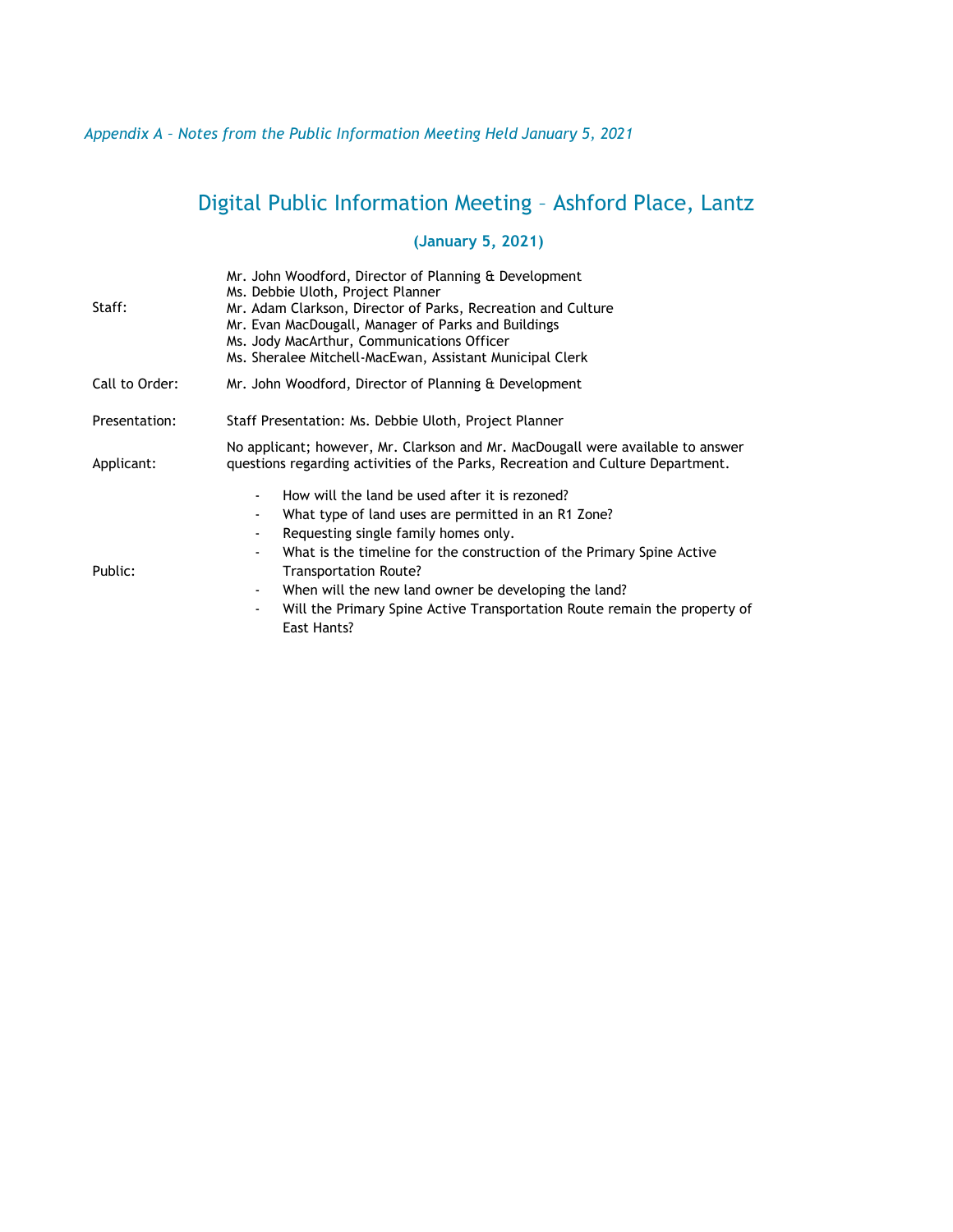*Appendix A – Notes from the Public Information Meeting Held January 5, 2021*

# Digital Public Information Meeting – Ashford Place, Lantz

**(January 5, 2021)**

| | |
|---|---|
| Staff: | Mr. John Woodford, Director of Planning & Development<br>Ms. Debbie Uloth, Project Planner<br>Mr. Adam Clarkson, Director of Parks, Recreation and Culture<br>Mr. Evan MacDougall, Manager of Parks and Buildings<br>Ms. Jody MacArthur, Communications Officer<br>Ms. Sheralee Mitchell-MacEwan, Assistant Municipal Clerk |
| Call to Order: | Mr. John Woodford, Director of Planning & Development |
| Presentation: | Staff Presentation: Ms. Debbie Uloth, Project Planner |
| Applicant: | No applicant; however, Mr. Clarkson and Mr. MacDougall were available to answer questions regarding activities of the Parks, Recreation and Culture Department. |
| Public: | - How will the land be used after it is rezoned?<br>- What type of land uses are permitted in an R1 Zone?<br>- Requesting single family homes only.<br>- What is the timeline for the construction of the Primary Spine Active Transportation Route?<br>- When will the new land owner be developing the land?<br>- Will the Primary Spine Active Transportation Route remain the property of East Hants? |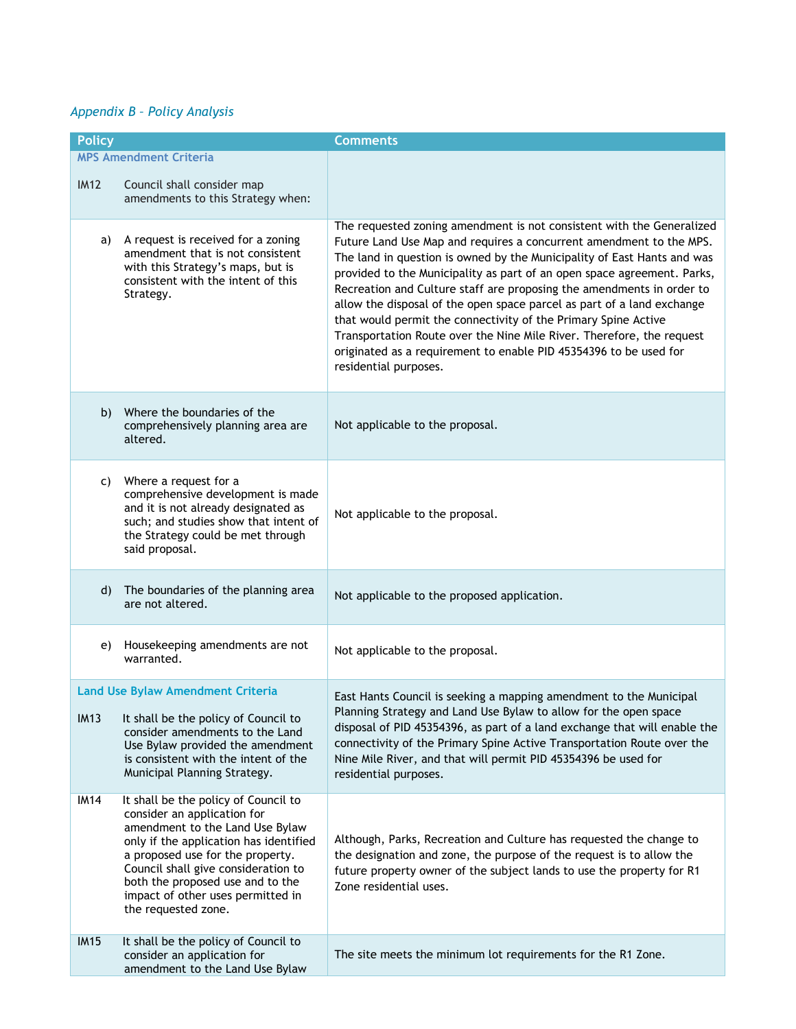*Appendix B – Policy Analysis*

| Policy | Comments |
|---|---|
| **MPS Amendment Criteria**<br><br>IM12 Council shall consider map amendments to this Strategy when: | |
| a) A request is received for a zoning amendment that is not consistent with this Strategy's maps, but is consistent with the intent of this Strategy. | The requested zoning amendment is not consistent with the Generalized Future Land Use Map and requires a concurrent amendment to the MPS. The land in question is owned by the Municipality of East Hants and was provided to the Municipality as part of an open space agreement. Parks, Recreation and Culture staff are proposing the amendments in order to allow the disposal of the open space parcel as part of a land exchange that would permit the connectivity of the Primary Spine Active Transportation Route over the Nine Mile River. Therefore, the request originated as a requirement to enable PID 45354396 to be used for residential purposes. |
| b) Where the boundaries of the comprehensively planning area are altered. | Not applicable to the proposal. |
| c) Where a request for a comprehensive development is made and it is not already designated as such; and studies show that intent of the Strategy could be met through said proposal. | Not applicable to the proposal. |
| d) The boundaries of the planning area are not altered. | Not applicable to the proposed application. |
| e) Housekeeping amendments are not warranted. | Not applicable to the proposal. |
| **Land Use Bylaw Amendment Criteria**<br><br>IM13 It shall be the policy of Council to consider amendments to the Land Use Bylaw provided the amendment is consistent with the intent of the Municipal Planning Strategy. | East Hants Council is seeking a mapping amendment to the Municipal Planning Strategy and Land Use Bylaw to allow for the open space disposal of PID 45354396, as part of a land exchange that will enable the connectivity of the Primary Spine Active Transportation Route over the Nine Mile River, and that will permit PID 45354396 be used for residential purposes. |
| IM14 It shall be the policy of Council to consider an application for amendment to the Land Use Bylaw only if the application has identified a proposed use for the property. Council shall give consideration to both the proposed use and to the impact of other uses permitted in the requested zone. | Although, Parks, Recreation and Culture has requested the change to the designation and zone, the purpose of the request is to allow the future property owner of the subject lands to use the property for R1 Zone residential uses. |
| IM15 It shall be the policy of Council to consider an application for amendment to the Land Use Bylaw | The site meets the minimum lot requirements for the R1 Zone. |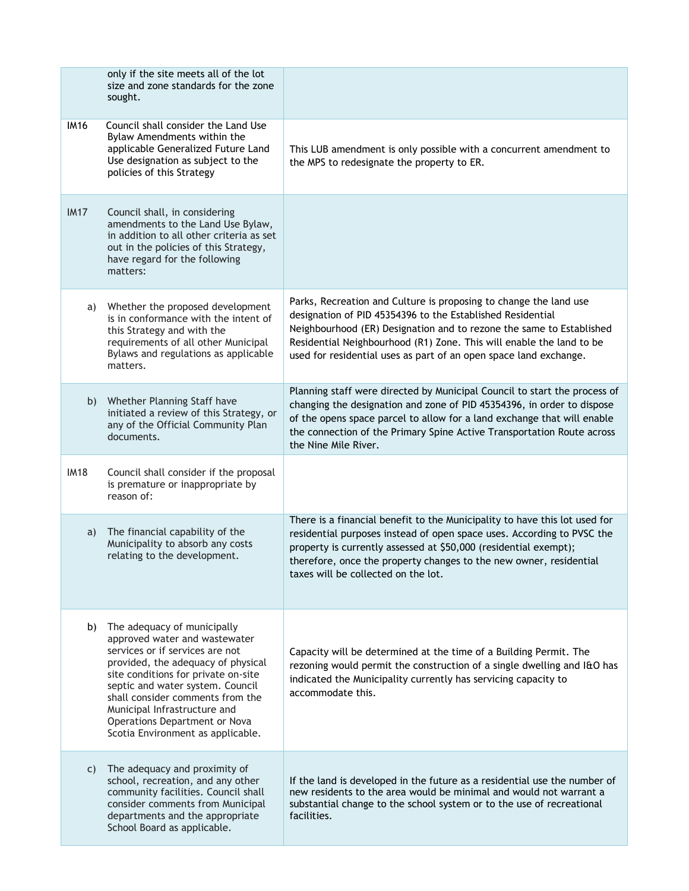| | | |
|---|---|---|
| | only if the site meets all of the lot size and zone standards for the zone sought. | |
| IM16 | Council shall consider the Land Use Bylaw Amendments within the applicable Generalized Future Land Use designation as subject to the policies of this Strategy | This LUB amendment is only possible with a concurrent amendment to the MPS to redesignate the property to ER. |
| IM17 | Council shall, in considering amendments to the Land Use Bylaw, in addition to all other criteria as set out in the policies of this Strategy, have regard for the following matters: | |
| a) | Whether the proposed development is in conformance with the intent of this Strategy and with the requirements of all other Municipal Bylaws and regulations as applicable matters. | Parks, Recreation and Culture is proposing to change the land use designation of PID 45354396 to the Established Residential Neighbourhood (ER) Designation and to rezone the same to Established Residential Neighbourhood (R1) Zone. This will enable the land to be used for residential uses as part of an open space land exchange. |
| b) | Whether Planning Staff have initiated a review of this Strategy, or any of the Official Community Plan documents. | Planning staff were directed by Municipal Council to start the process of changing the designation and zone of PID 45354396, in order to dispose of the opens space parcel to allow for a land exchange that will enable the connection of the Primary Spine Active Transportation Route across the Nine Mile River. |
| IM18 | Council shall consider if the proposal is premature or inappropriate by reason of: | |
| a) | The financial capability of the Municipality to absorb any costs relating to the development. | There is a financial benefit to the Municipality to have this lot used for residential purposes instead of open space uses. According to PVSC the property is currently assessed at $50,000 (residential exempt); therefore, once the property changes to the new owner, residential taxes will be collected on the lot. |
| b) | The adequacy of municipally approved water and wastewater services or if services are not provided, the adequacy of physical site conditions for private on-site septic and water system. Council shall consider comments from the Municipal Infrastructure and Operations Department or Nova Scotia Environment as applicable. | Capacity will be determined at the time of a Building Permit. The rezoning would permit the construction of a single dwelling and I&O has indicated the Municipality currently has servicing capacity to accommodate this. |
| c) | The adequacy and proximity of school, recreation, and any other community facilities. Council shall consider comments from Municipal departments and the appropriate School Board as applicable. | If the land is developed in the future as a residential use the number of new residents to the area would be minimal and would not warrant a substantial change to the school system or to the use of recreational facilities. |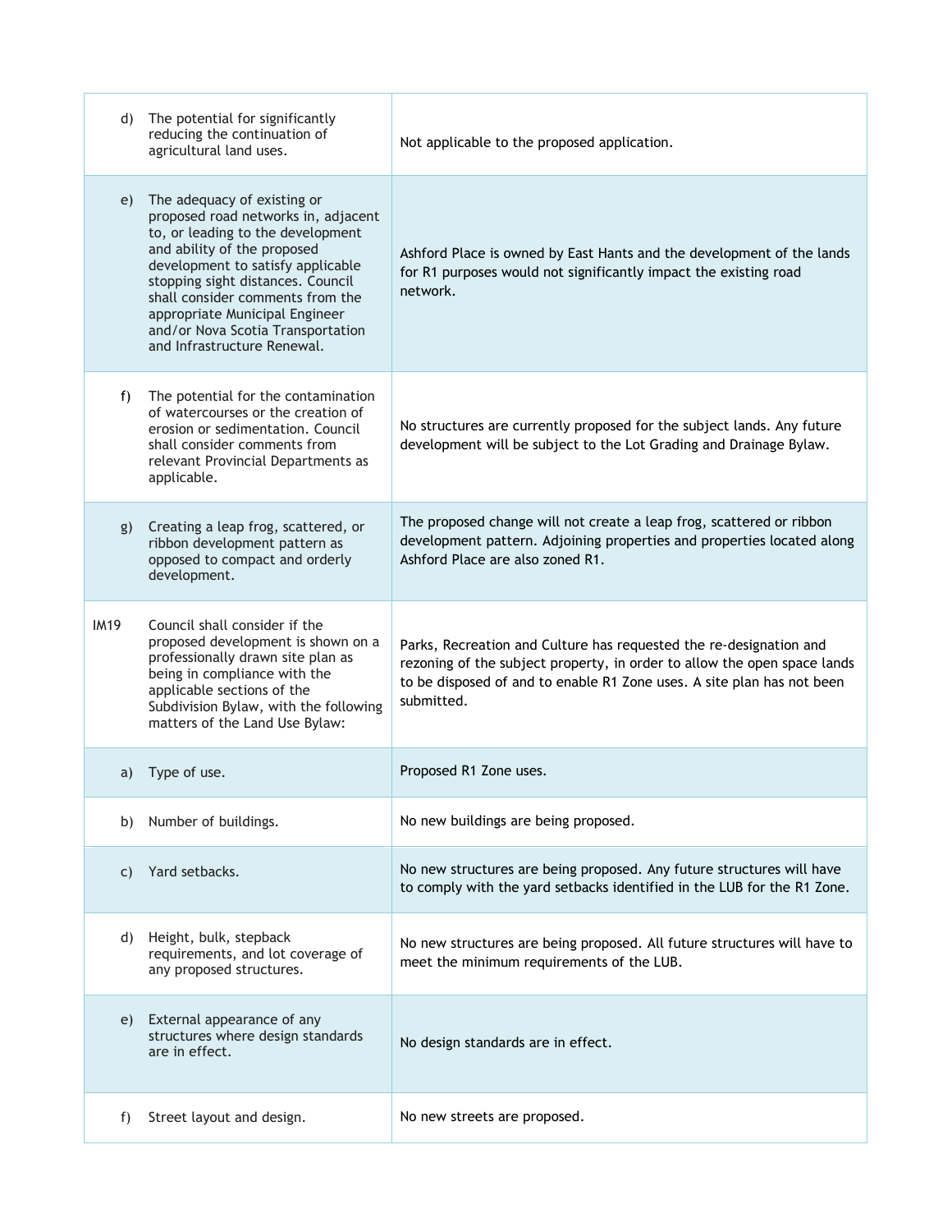| | |
|---|---|
| d) The potential for significantly reducing the continuation of agricultural land uses. | Not applicable to the proposed application. |
| e) The adequacy of existing or proposed road networks in, adjacent to, or leading to the development and ability of the proposed development to satisfy applicable stopping sight distances. Council shall consider comments from the appropriate Municipal Engineer and/or Nova Scotia Transportation and Infrastructure Renewal. | Ashford Place is owned by East Hants and the development of the lands for R1 purposes would not significantly impact the existing road network. |
| f) The potential for the contamination of watercourses or the creation of erosion or sedimentation. Council shall consider comments from relevant Provincial Departments as applicable. | No structures are currently proposed for the subject lands. Any future development will be subject to the Lot Grading and Drainage Bylaw. |
| g) Creating a leap frog, scattered, or ribbon development pattern as opposed to compact and orderly development. | The proposed change will not create a leap frog, scattered or ribbon development pattern. Adjoining properties and properties located along Ashford Place are also zoned R1. |
| IM19 Council shall consider if the proposed development is shown on a professionally drawn site plan as being in compliance with the applicable sections of the Subdivision Bylaw, with the following matters of the Land Use Bylaw: | Parks, Recreation and Culture has requested the re-designation and rezoning of the subject property, in order to allow the open space lands to be disposed of and to enable R1 Zone uses. A site plan has not been submitted. |
| a) Type of use. | Proposed R1 Zone uses. |
| b) Number of buildings. | No new buildings are being proposed. |
| c) Yard setbacks. | No new structures are being proposed. Any future structures will have to comply with the yard setbacks identified in the LUB for the R1 Zone. |
| d) Height, bulk, stepback requirements, and lot coverage of any proposed structures. | No new structures are being proposed. All future structures will have to meet the minimum requirements of the LUB. |
| e) External appearance of any structures where design standards are in effect. | No design standards are in effect. |
| f) Street layout and design. | No new streets are proposed. |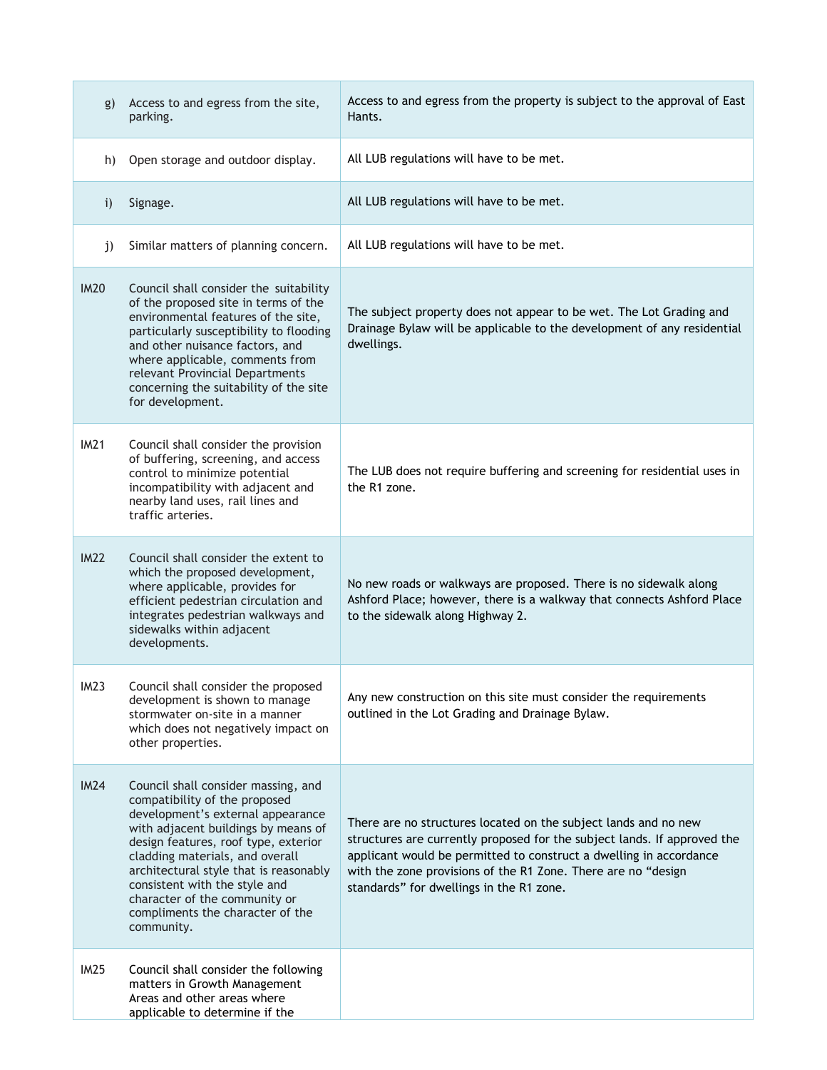| | | |
|---|---|---|
| g) | Access to and egress from the site, parking. | Access to and egress from the property is subject to the approval of East Hants. |
| h) | Open storage and outdoor display. | All LUB regulations will have to be met. |
| i) | Signage. | All LUB regulations will have to be met. |
| j) | Similar matters of planning concern. | All LUB regulations will have to be met. |
| IM20 | Council shall consider the suitability of the proposed site in terms of the environmental features of the site, particularly susceptibility to flooding and other nuisance factors, and where applicable, comments from relevant Provincial Departments concerning the suitability of the site for development. | The subject property does not appear to be wet. The Lot Grading and Drainage Bylaw will be applicable to the development of any residential dwellings. |
| IM21 | Council shall consider the provision of buffering, screening, and access control to minimize potential incompatibility with adjacent and nearby land uses, rail lines and traffic arteries. | The LUB does not require buffering and screening for residential uses in the R1 zone. |
| IM22 | Council shall consider the extent to which the proposed development, where applicable, provides for efficient pedestrian circulation and integrates pedestrian walkways and sidewalks within adjacent developments. | No new roads or walkways are proposed. There is no sidewalk along Ashford Place; however, there is a walkway that connects Ashford Place to the sidewalk along Highway 2. |
| IM23 | Council shall consider the proposed development is shown to manage stormwater on-site in a manner which does not negatively impact on other properties. | Any new construction on this site must consider the requirements outlined in the Lot Grading and Drainage Bylaw. |
| IM24 | Council shall consider massing, and compatibility of the proposed development's external appearance with adjacent buildings by means of design features, roof type, exterior cladding materials, and overall architectural style that is reasonably consistent with the style and character of the community or compliments the character of the community. | There are no structures located on the subject lands and no new structures are currently proposed for the subject lands. If approved the applicant would be permitted to construct a dwelling in accordance with the zone provisions of the R1 Zone. There are no "design standards" for dwellings in the R1 zone. |
| IM25 | Council shall consider the following matters in Growth Management Areas and other areas where applicable to determine if the | |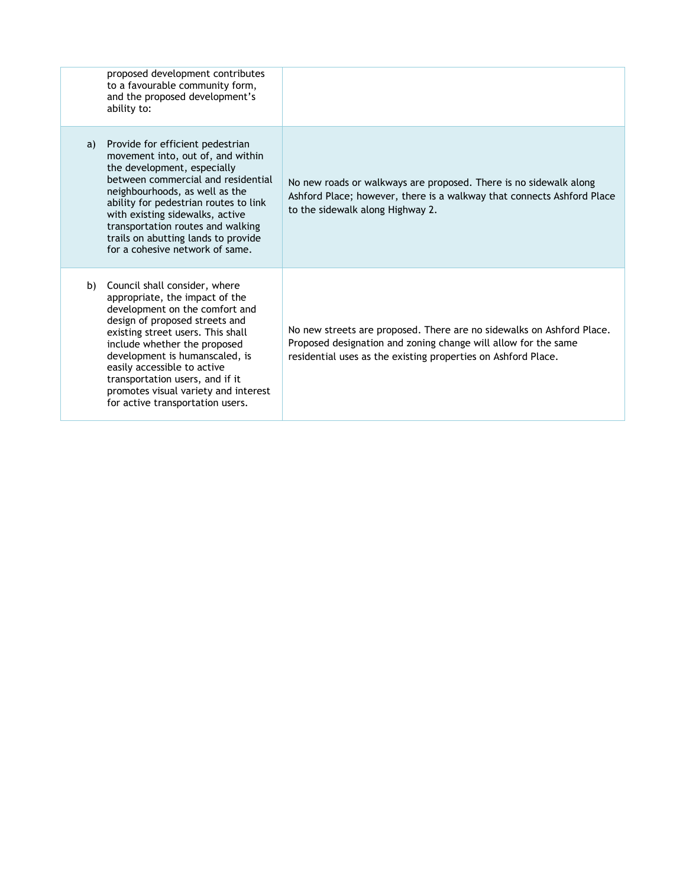| | |
|---|---|
| proposed development contributes to a favourable community form, and the proposed development's ability to: | |
| a) Provide for efficient pedestrian movement into, out of, and within the development, especially between commercial and residential neighbourhoods, as well as the ability for pedestrian routes to link with existing sidewalks, active transportation routes and walking trails on abutting lands to provide for a cohesive network of same. | No new roads or walkways are proposed. There is no sidewalk along Ashford Place; however, there is a walkway that connects Ashford Place to the sidewalk along Highway 2. |
| b) Council shall consider, where appropriate, the impact of the development on the comfort and design of proposed streets and existing street users. This shall include whether the proposed development is humanscaled, is easily accessible to active transportation users, and if it promotes visual variety and interest for active transportation users. | No new streets are proposed. There are no sidewalks on Ashford Place. Proposed designation and zoning change will allow for the same residential uses as the existing properties on Ashford Place. |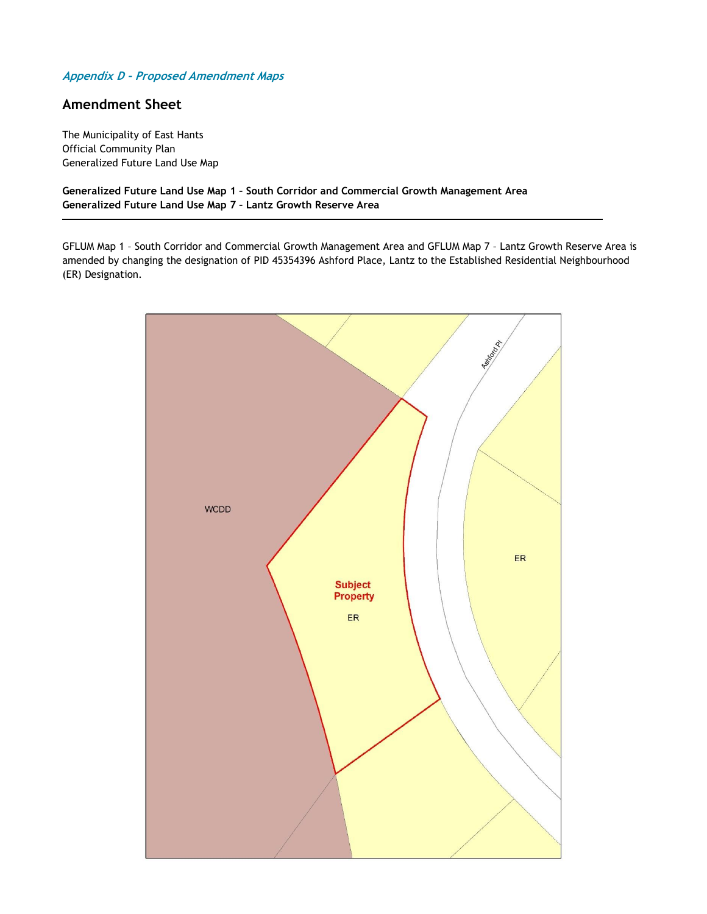*Appendix D - Proposed Amendment Maps*

## Amendment Sheet

The Municipality of East Hants
Official Community Plan
Generalized Future Land Use Map

**Generalized Future Land Use Map 1 – South Corridor and Commercial Growth Management Area**
**Generalized Future Land Use Map 7 – Lantz Growth Reserve Area**

---

GFLUM Map 1 – South Corridor and Commercial Growth Management Area and GFLUM Map 7 – Lantz Growth Reserve Area is amended by changing the designation of PID 45354396 Ashford Place, Lantz to the Established Residential Neighbourhood (ER) Designation.

Ashford Pl

WCDD

Subject Property

ER

ER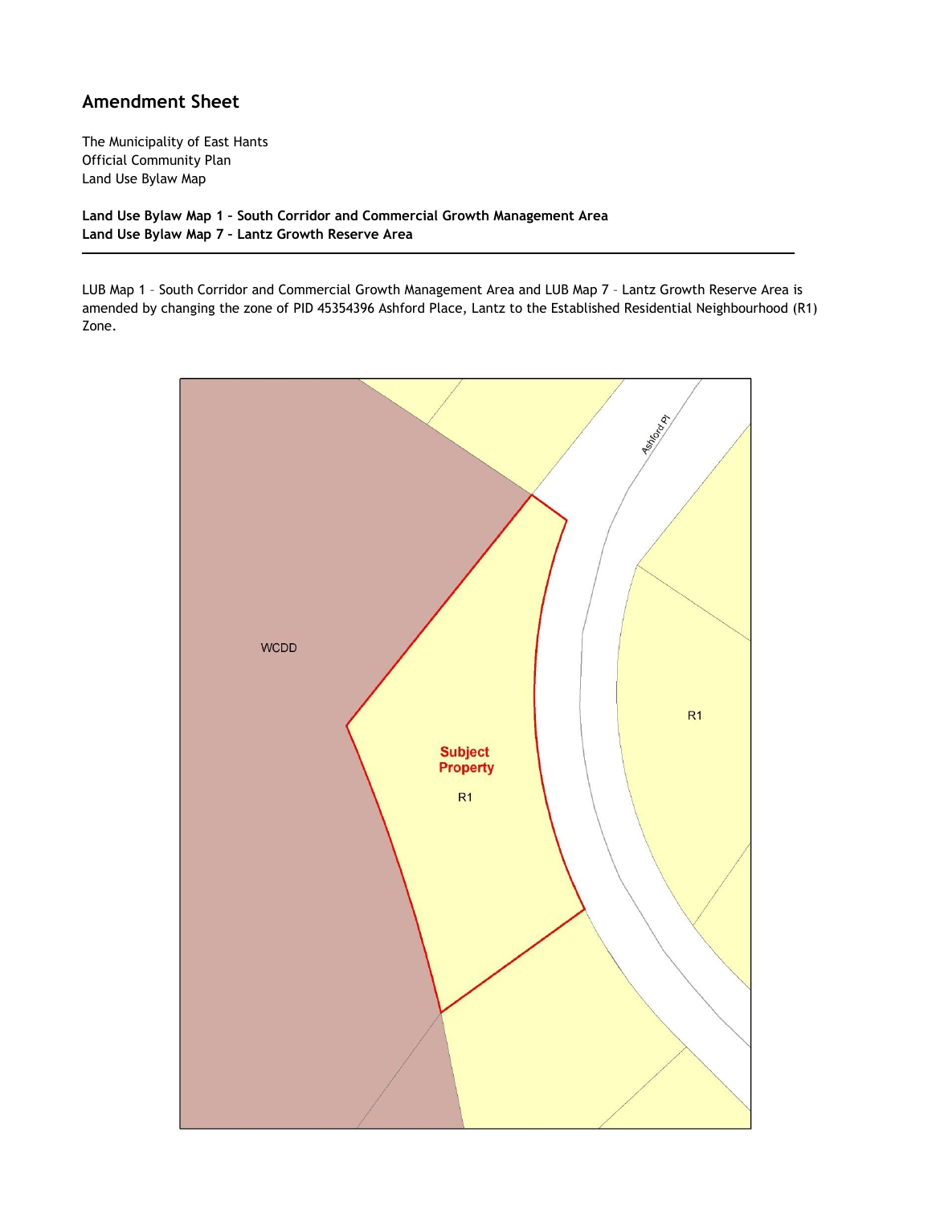## Amendment Sheet

The Municipality of East Hants
Official Community Plan
Land Use Bylaw Map

**Land Use Bylaw Map 1 – South Corridor and Commercial Growth Management Area**
**Land Use Bylaw Map 7 – Lantz Growth Reserve Area**

LUB Map 1 – South Corridor and Commercial Growth Management Area and LUB Map 7 – Lantz Growth Reserve Area is amended by changing the zone of PID 45354396 Ashford Place, Lantz to the Established Residential Neighbourhood (R1) Zone.

Ashford Pl

WCDD

Subject Property

R1

R1